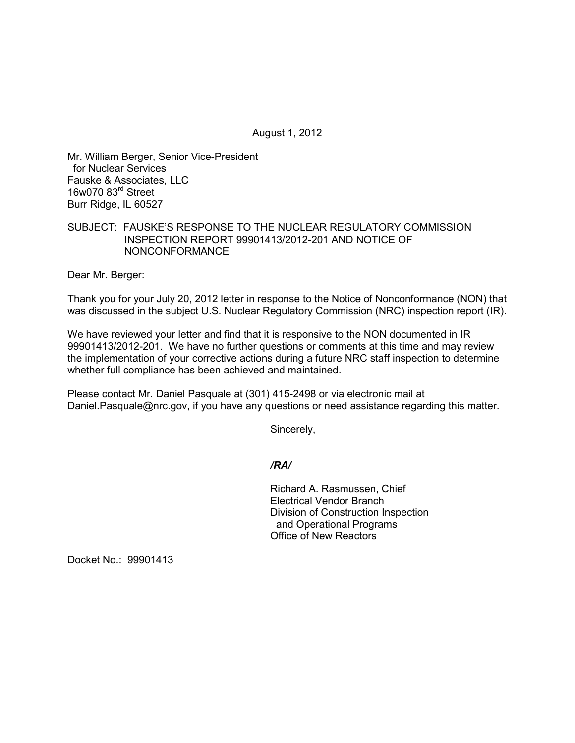August 1, 2012

Mr. William Berger, Senior Vice-President
for Nuclear Services
Fauske & Associates, LLC
16w070 83rd Street
Burr Ridge, IL 60527

SUBJECT: FAUSKE'S RESPONSE TO THE NUCLEAR REGULATORY COMMISSION INSPECTION REPORT 99901413/2012-201 AND NOTICE OF NONCONFORMANCE

Dear Mr. Berger:

Thank you for your July 20, 2012 letter in response to the Notice of Nonconformance (NON) that was discussed in the subject U.S. Nuclear Regulatory Commission (NRC) inspection report (IR).

We have reviewed your letter and find that it is responsive to the NON documented in IR 99901413/2012-201. We have no further questions or comments at this time and may review the implementation of your corrective actions during a future NRC staff inspection to determine whether full compliance has been achieved and maintained.

Please contact Mr. Daniel Pasquale at (301) 415-2498 or via electronic mail at Daniel.Pasquale@nrc.gov, if you have any questions or need assistance regarding this matter.

Sincerely,

*/RA/*

Richard A. Rasmussen, Chief
Electrical Vendor Branch
Division of Construction Inspection
and Operational Programs
Office of New Reactors

Docket No.: 99901413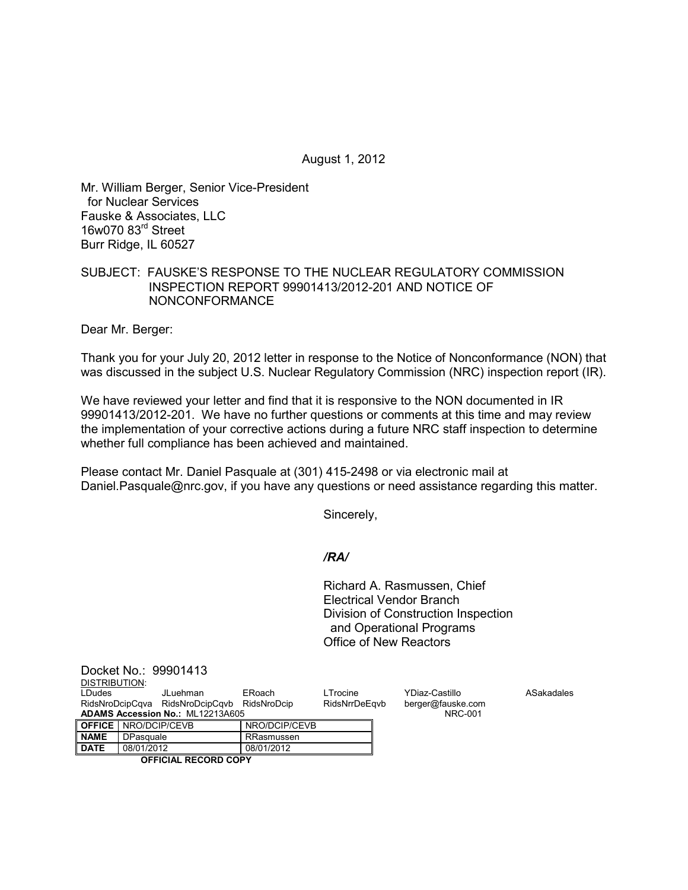August 1, 2012

Mr. William Berger, Senior Vice-President
for Nuclear Services
Fauske & Associates, LLC
16w070 83rd Street
Burr Ridge, IL 60527

SUBJECT: FAUSKE'S RESPONSE TO THE NUCLEAR REGULATORY COMMISSION INSPECTION REPORT 99901413/2012-201 AND NOTICE OF NONCONFORMANCE

Dear Mr. Berger:

Thank you for your July 20, 2012 letter in response to the Notice of Nonconformance (NON) that was discussed in the subject U.S. Nuclear Regulatory Commission (NRC) inspection report (IR).

We have reviewed your letter and find that it is responsive to the NON documented in IR 99901413/2012-201. We have no further questions or comments at this time and may review the implementation of your corrective actions during a future NRC staff inspection to determine whether full compliance has been achieved and maintained.

Please contact Mr. Daniel Pasquale at (301) 415-2498 or via electronic mail at Daniel.Pasquale@nrc.gov, if you have any questions or need assistance regarding this matter.

Sincerely,

*/RA/*

Richard A. Rasmussen, Chief
Electrical Vendor Branch
Division of Construction Inspection
and Operational Programs
Office of New Reactors

Docket No.: 99901413

DISTRIBUTION:

LDudes JLuehman ERoach LTrocine YDiaz-Castillo ASakadales
RidsNroDcipCqva RidsNroDcipCqvb RidsNroDcip RidsNrrDeEqvb berger@fauske.com

**ADAMS Accession No.:** ML12213A605 NRC-001

| | | |
|---|---|---|
| **OFFICE** | NRO/DCIP/CEVB | NRO/DCIP/CEVB |
| **NAME** | DPasquale | RRasmussen |
| **DATE** | 08/01/2012 | 08/01/2012 |

**OFFICIAL RECORD COPY**